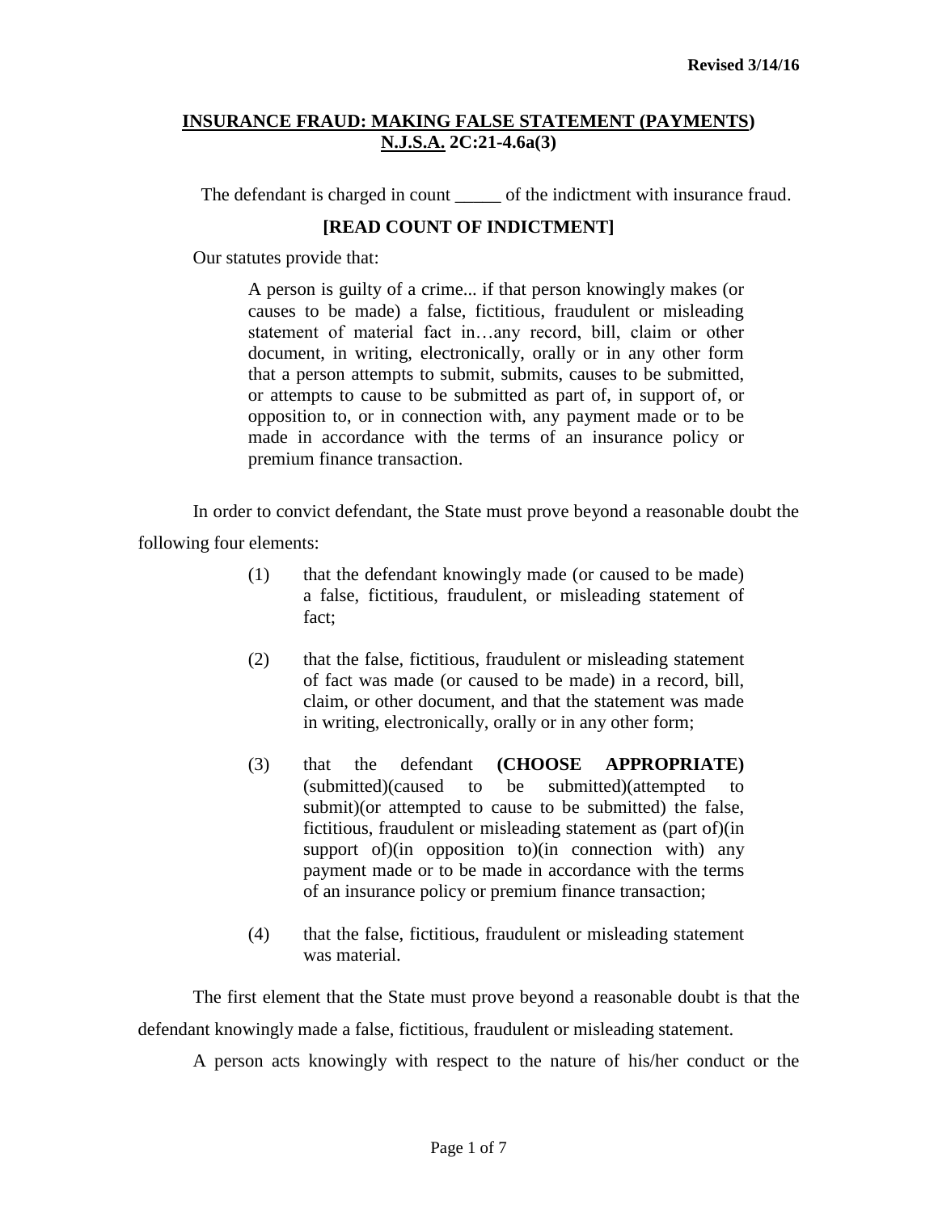Revised 3/14/16

# INSURANCE FRAUD: MAKING FALSE STATEMENT (PAYMENTS) N.J.S.A. 2C:21-4.6a(3)

The defendant is charged in count _____ of the indictment with insurance fraud.

**[READ COUNT OF INDICTMENT]**

Our statutes provide that:

> A person is guilty of a crime... if that person knowingly makes (or causes to be made) a false, fictitious, fraudulent or misleading statement of material fact in…any record, bill, claim or other document, in writing, electronically, orally or in any other form that a person attempts to submit, submits, causes to be submitted, or attempts to cause to be submitted as part of, in support of, or opposition to, or in connection with, any payment made or to be made in accordance with the terms of an insurance policy or premium finance transaction.

In order to convict defendant, the State must prove beyond a reasonable doubt the following four elements:

(1) that the defendant knowingly made (or caused to be made) a false, fictitious, fraudulent, or misleading statement of fact;

(2) that the false, fictitious, fraudulent or misleading statement of fact was made (or caused to be made) in a record, bill, claim, or other document, and that the statement was made in writing, electronically, orally or in any other form;

(3) that the defendant **(CHOOSE APPROPRIATE)** (submitted)(caused to be submitted)(attempted to submit)(or attempted to cause to be submitted) the false, fictitious, fraudulent or misleading statement as (part of)(in support of)(in opposition to)(in connection with) any payment made or to be made in accordance with the terms of an insurance policy or premium finance transaction;

(4) that the false, fictitious, fraudulent or misleading statement was material.

The first element that the State must prove beyond a reasonable doubt is that the defendant knowingly made a false, fictitious, fraudulent or misleading statement.

A person acts knowingly with respect to the nature of his/her conduct or the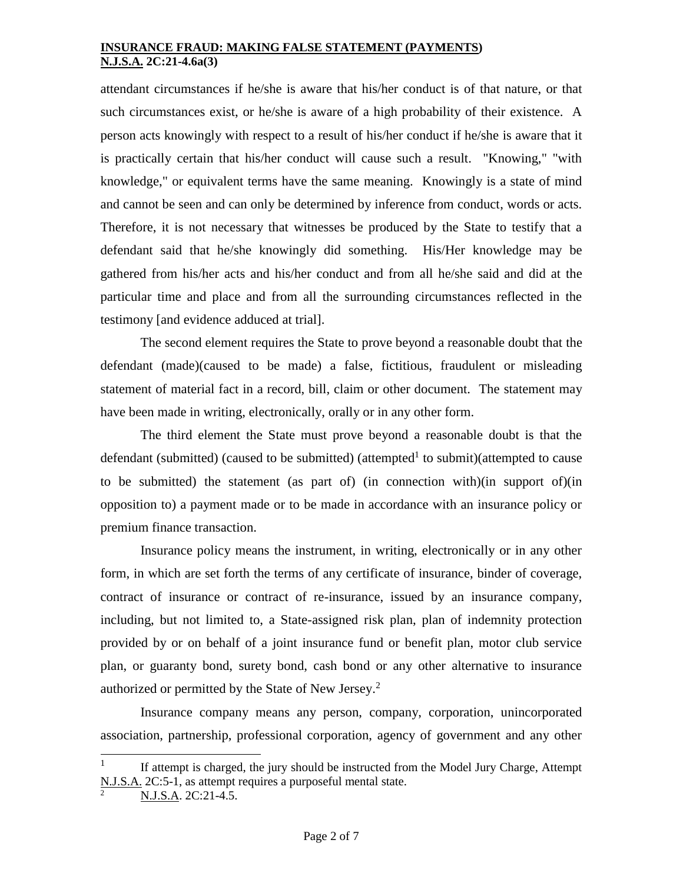attendant circumstances if he/she is aware that his/her conduct is of that nature, or that such circumstances exist, or he/she is aware of a high probability of their existence. A person acts knowingly with respect to a result of his/her conduct if he/she is aware that it is practically certain that his/her conduct will cause such a result. "Knowing," "with knowledge," or equivalent terms have the same meaning. Knowingly is a state of mind and cannot be seen and can only be determined by inference from conduct, words or acts. Therefore, it is not necessary that witnesses be produced by the State to testify that a defendant said that he/she knowingly did something. His/Her knowledge may be gathered from his/her acts and his/her conduct and from all he/she said and did at the particular time and place and from all the surrounding circumstances reflected in the testimony [and evidence adduced at trial].

The second element requires the State to prove beyond a reasonable doubt that the defendant (made)(caused to be made) a false, fictitious, fraudulent or misleading statement of material fact in a record, bill, claim or other document. The statement may have been made in writing, electronically, orally or in any other form.

The third element the State must prove beyond a reasonable doubt is that the defendant (submitted) (caused to be submitted) (attempted[1] to submit)(attempted to cause to be submitted) the statement (as part of) (in connection with)(in support of)(in opposition to) a payment made or to be made in accordance with an insurance policy or premium finance transaction.

Insurance policy means the instrument, in writing, electronically or in any other form, in which are set forth the terms of any certificate of insurance, binder of coverage, contract of insurance or contract of re-insurance, issued by an insurance company, including, but not limited to, a State-assigned risk plan, plan of indemnity protection provided by or on behalf of a joint insurance fund or benefit plan, motor club service plan, or guaranty bond, surety bond, cash bond or any other alternative to insurance authorized or permitted by the State of New Jersey.[2]

Insurance company means any person, company, corporation, unincorporated association, partnership, professional corporation, agency of government and any other

---

[1] If attempt is charged, the jury should be instructed from the Model Jury Charge, Attempt N.J.S.A. 2C:5-1, as attempt requires a purposeful mental state.

[2] N.J.S.A. 2C:21-4.5.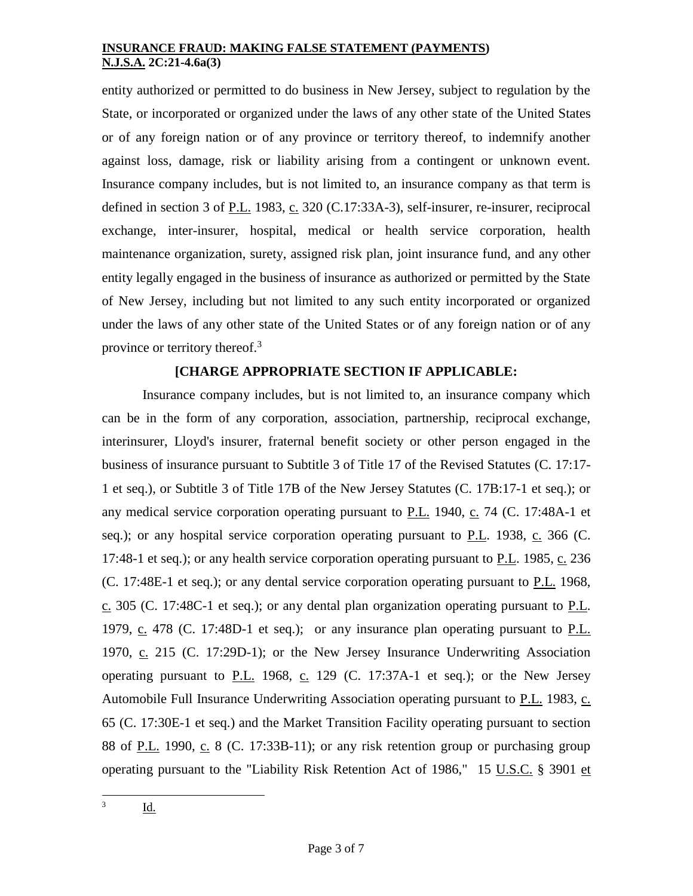entity authorized or permitted to do business in New Jersey, subject to regulation by the State, or incorporated or organized under the laws of any other state of the United States or of any foreign nation or of any province or territory thereof, to indemnify another against loss, damage, risk or liability arising from a contingent or unknown event. Insurance company includes, but is not limited to, an insurance company as that term is defined in section 3 of P.L. 1983, c. 320 (C.17:33A-3), self-insurer, re-insurer, reciprocal exchange, inter-insurer, hospital, medical or health service corporation, health maintenance organization, surety, assigned risk plan, joint insurance fund, and any other entity legally engaged in the business of insurance as authorized or permitted by the State of New Jersey, including but not limited to any such entity incorporated or organized under the laws of any other state of the United States or of any foreign nation or of any province or territory thereof.[3]

**[CHARGE APPROPRIATE SECTION IF APPLICABLE:**

Insurance company includes, but is not limited to, an insurance company which can be in the form of any corporation, association, partnership, reciprocal exchange, interinsurer, Lloyd's insurer, fraternal benefit society or other person engaged in the business of insurance pursuant to Subtitle 3 of Title 17 of the Revised Statutes (C. 17:17-1 et seq.), or Subtitle 3 of Title 17B of the New Jersey Statutes (C. 17B:17-1 et seq.); or any medical service corporation operating pursuant to P.L. 1940, c. 74 (C. 17:48A-1 et seq.); or any hospital service corporation operating pursuant to P.L. 1938, c. 366 (C. 17:48-1 et seq.); or any health service corporation operating pursuant to P.L. 1985, c. 236 (C. 17:48E-1 et seq.); or any dental service corporation operating pursuant to P.L. 1968, c. 305 (C. 17:48C-1 et seq.); or any dental plan organization operating pursuant to P.L. 1979, c. 478 (C. 17:48D-1 et seq.); or any insurance plan operating pursuant to P.L. 1970, c. 215 (C. 17:29D-1); or the New Jersey Insurance Underwriting Association operating pursuant to P.L. 1968, c. 129 (C. 17:37A-1 et seq.); or the New Jersey Automobile Full Insurance Underwriting Association operating pursuant to P.L. 1983, c. 65 (C. 17:30E-1 et seq.) and the Market Transition Facility operating pursuant to section 88 of P.L. 1990, c. 8 (C. 17:33B-11); or any risk retention group or purchasing group operating pursuant to the "Liability Risk Retention Act of 1986," 15 U.S.C. § 3901 et

---

[3] Id.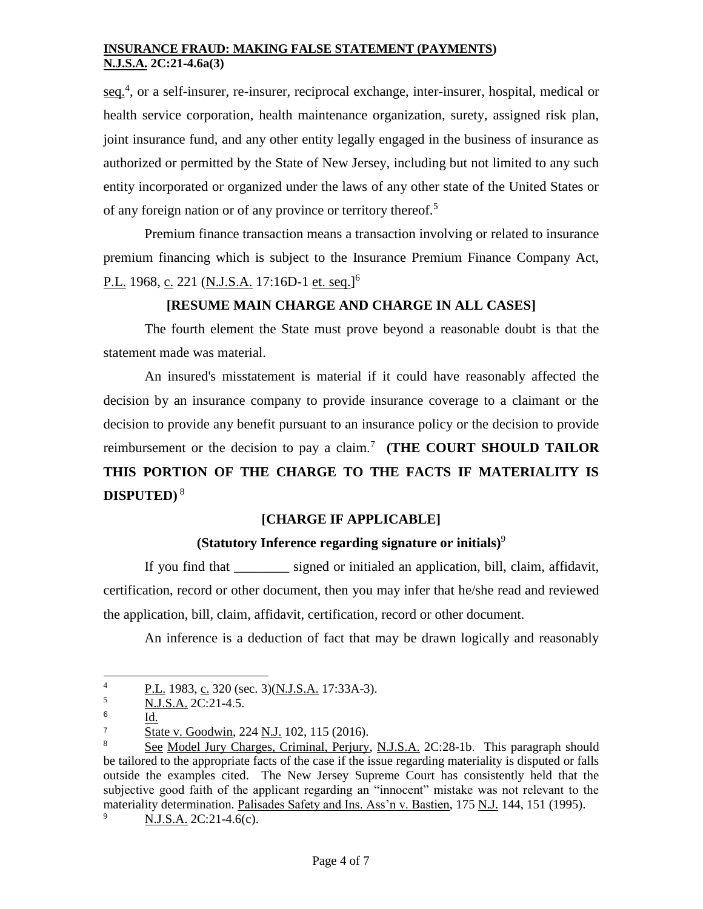seq.[4], or a self-insurer, re-insurer, reciprocal exchange, inter-insurer, hospital, medical or health service corporation, health maintenance organization, surety, assigned risk plan, joint insurance fund, and any other entity legally engaged in the business of insurance as authorized or permitted by the State of New Jersey, including but not limited to any such entity incorporated or organized under the laws of any other state of the United States or of any foreign nation or of any province or territory thereof.[5]

Premium finance transaction means a transaction involving or related to insurance premium financing which is subject to the Insurance Premium Finance Company Act, P.L. 1968, c. 221 (N.J.S.A. 17:16D-1 et. seq.][6]

**[RESUME MAIN CHARGE AND CHARGE IN ALL CASES]**

The fourth element the State must prove beyond a reasonable doubt is that the statement made was material.

An insured's misstatement is material if it could have reasonably affected the decision by an insurance company to provide insurance coverage to a claimant or the decision to provide any benefit pursuant to an insurance policy or the decision to provide reimbursement or the decision to pay a claim.[7] **(THE COURT SHOULD TAILOR THIS PORTION OF THE CHARGE TO THE FACTS IF MATERIALITY IS DISPUTED)**[8]

**[CHARGE IF APPLICABLE]**

**(Statutory Inference regarding signature or initials)**[9]

If you find that ________ signed or initialed an application, bill, claim, affidavit, certification, record or other document, then you may infer that he/she read and reviewed the application, bill, claim, affidavit, certification, record or other document.

An inference is a deduction of fact that may be drawn logically and reasonably

---

[4] P.L. 1983, c. 320 (sec. 3)(N.J.S.A. 17:33A-3).

[5] N.J.S.A. 2C:21-4.5.

[6] Id.

[7] State v. Goodwin, 224 N.J. 102, 115 (2016).

[8] See Model Jury Charges, Criminal, Perjury, N.J.S.A. 2C:28-1b. This paragraph should be tailored to the appropriate facts of the case if the issue regarding materiality is disputed or falls outside the examples cited. The New Jersey Supreme Court has consistently held that the subjective good faith of the applicant regarding an "innocent" mistake was not relevant to the materiality determination. Palisades Safety and Ins. Ass'n v. Bastien, 175 N.J. 144, 151 (1995).

[9] N.J.S.A. 2C:21-4.6(c).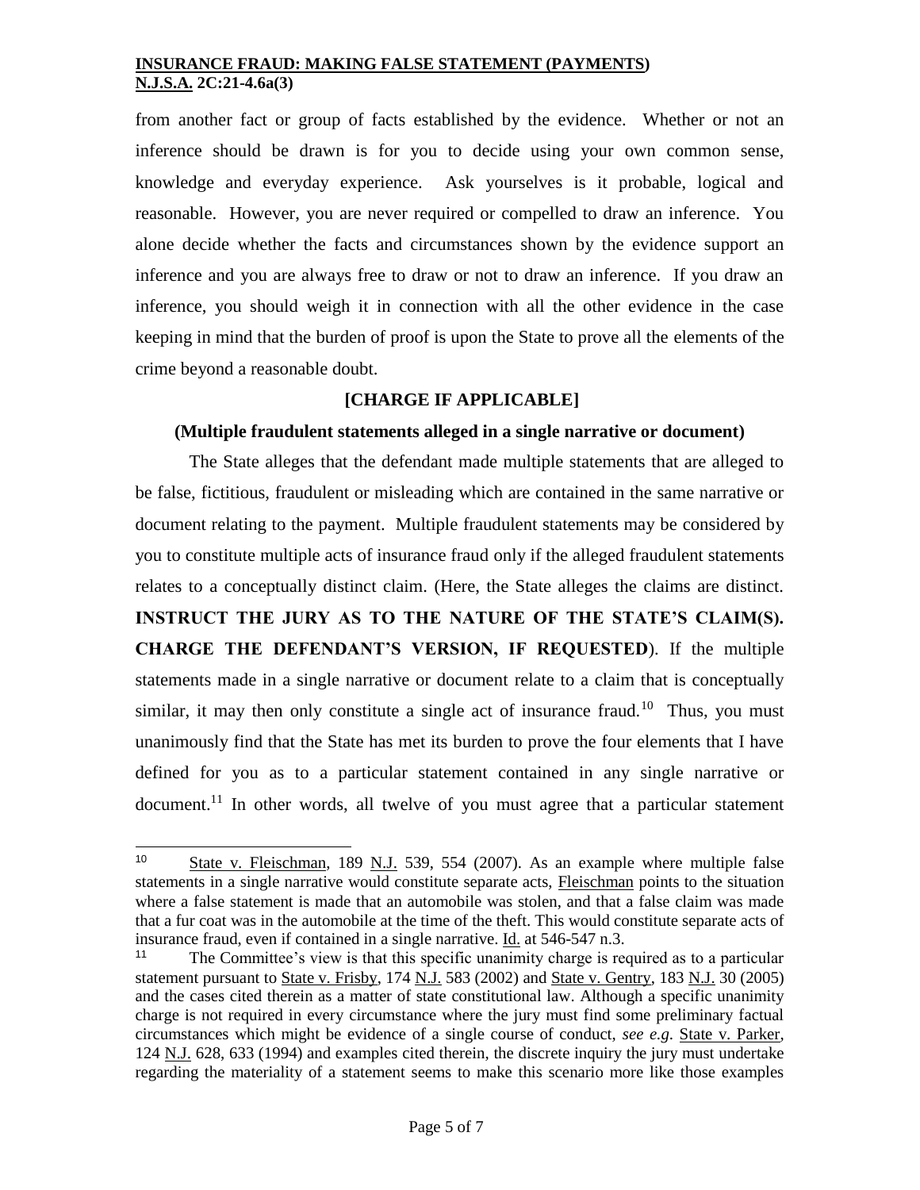from another fact or group of facts established by the evidence. Whether or not an inference should be drawn is for you to decide using your own common sense, knowledge and everyday experience. Ask yourselves is it probable, logical and reasonable. However, you are never required or compelled to draw an inference. You alone decide whether the facts and circumstances shown by the evidence support an inference and you are always free to draw or not to draw an inference. If you draw an inference, you should weigh it in connection with all the other evidence in the case keeping in mind that the burden of proof is upon the State to prove all the elements of the crime beyond a reasonable doubt.

**[CHARGE IF APPLICABLE]**

**(Multiple fraudulent statements alleged in a single narrative or document)**

The State alleges that the defendant made multiple statements that are alleged to be false, fictitious, fraudulent or misleading which are contained in the same narrative or document relating to the payment. Multiple fraudulent statements may be considered by you to constitute multiple acts of insurance fraud only if the alleged fraudulent statements relates to a conceptually distinct claim. (Here, the State alleges the claims are distinct. **INSTRUCT THE JURY AS TO THE NATURE OF THE STATE'S CLAIM(S). CHARGE THE DEFENDANT'S VERSION, IF REQUESTED**). If the multiple statements made in a single narrative or document relate to a claim that is conceptually similar, it may then only constitute a single act of insurance fraud.[10] Thus, you must unanimously find that the State has met its burden to prove the four elements that I have defined for you as to a particular statement contained in any single narrative or document.[11] In other words, all twelve of you must agree that a particular statement

---

[10] State v. Fleischman, 189 N.J. 539, 554 (2007). As an example where multiple false statements in a single narrative would constitute separate acts, Fleischman points to the situation where a false statement is made that an automobile was stolen, and that a false claim was made that a fur coat was in the automobile at the time of the theft. This would constitute separate acts of insurance fraud, even if contained in a single narrative. Id. at 546-547 n.3.

[11] The Committee's view is that this specific unanimity charge is required as to a particular statement pursuant to State v. Frisby, 174 N.J. 583 (2002) and State v. Gentry, 183 N.J. 30 (2005) and the cases cited therein as a matter of state constitutional law. Although a specific unanimity charge is not required in every circumstance where the jury must find some preliminary factual circumstances which might be evidence of a single course of conduct, *see e.g.* State v. Parker, 124 N.J. 628, 633 (1994) and examples cited therein, the discrete inquiry the jury must undertake regarding the materiality of a statement seems to make this scenario more like those examples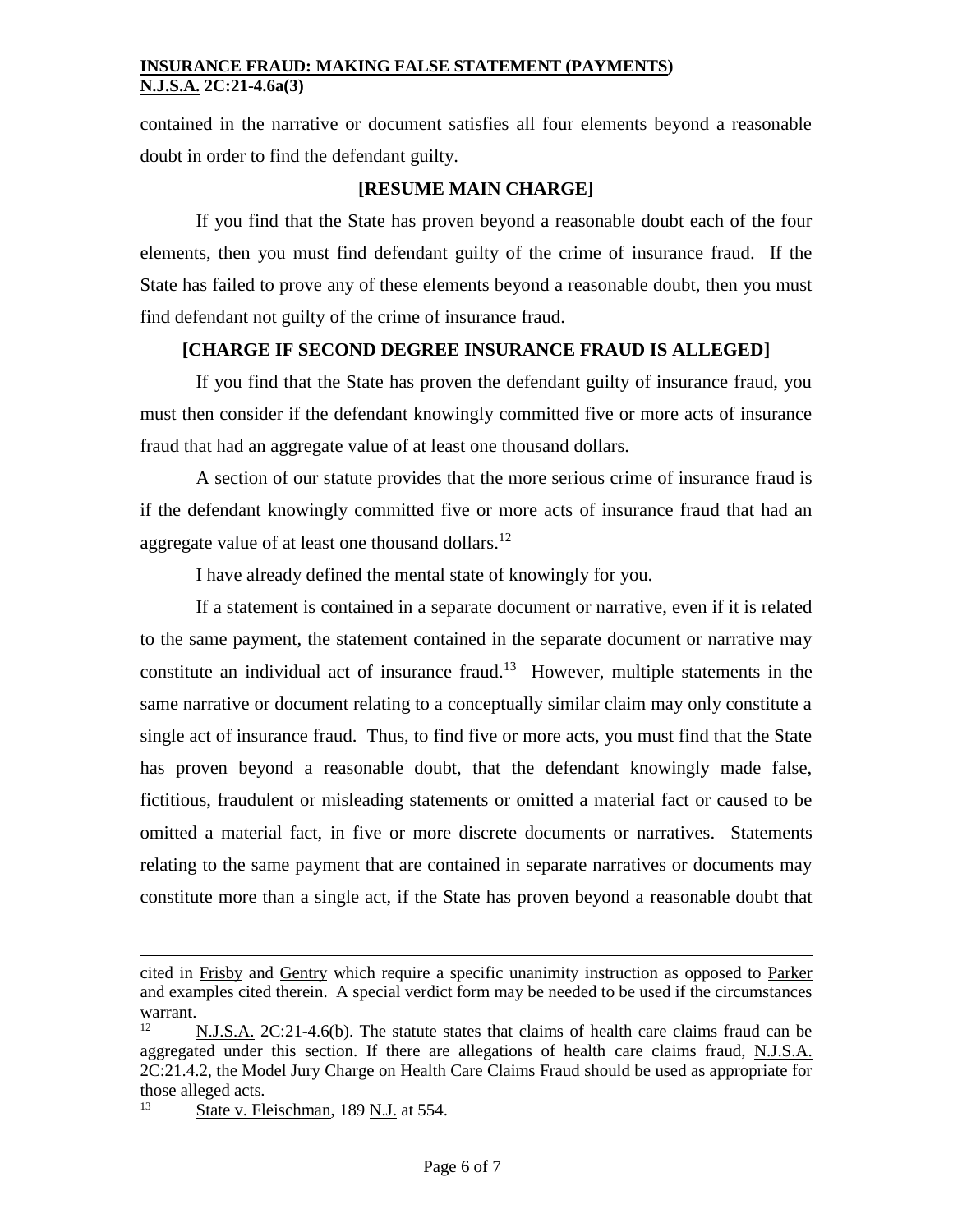contained in the narrative or document satisfies all four elements beyond a reasonable doubt in order to find the defendant guilty.

**[RESUME MAIN CHARGE]**

If you find that the State has proven beyond a reasonable doubt each of the four elements, then you must find defendant guilty of the crime of insurance fraud. If the State has failed to prove any of these elements beyond a reasonable doubt, then you must find defendant not guilty of the crime of insurance fraud.

**[CHARGE IF SECOND DEGREE INSURANCE FRAUD IS ALLEGED]**

If you find that the State has proven the defendant guilty of insurance fraud, you must then consider if the defendant knowingly committed five or more acts of insurance fraud that had an aggregate value of at least one thousand dollars.

A section of our statute provides that the more serious crime of insurance fraud is if the defendant knowingly committed five or more acts of insurance fraud that had an aggregate value of at least one thousand dollars.[12]

I have already defined the mental state of knowingly for you.

If a statement is contained in a separate document or narrative, even if it is related to the same payment, the statement contained in the separate document or narrative may constitute an individual act of insurance fraud.[13] However, multiple statements in the same narrative or document relating to a conceptually similar claim may only constitute a single act of insurance fraud. Thus, to find five or more acts, you must find that the State has proven beyond a reasonable doubt, that the defendant knowingly made false, fictitious, fraudulent or misleading statements or omitted a material fact or caused to be omitted a material fact, in five or more discrete documents or narratives. Statements relating to the same payment that are contained in separate narratives or documents may constitute more than a single act, if the State has proven beyond a reasonable doubt that

---

cited in Frisby and Gentry which require a specific unanimity instruction as opposed to Parker and examples cited therein. A special verdict form may be needed to be used if the circumstances warrant.

[12] N.J.S.A. 2C:21-4.6(b). The statute states that claims of health care claims fraud can be aggregated under this section. If there are allegations of health care claims fraud, N.J.S.A. 2C:21.4.2, the Model Jury Charge on Health Care Claims Fraud should be used as appropriate for those alleged acts.

[13] State v. Fleischman, 189 N.J. at 554.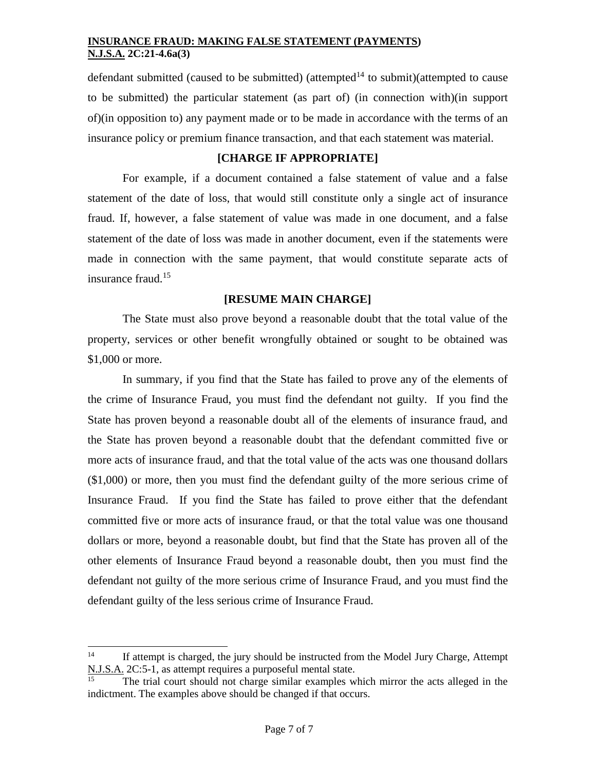defendant submitted (caused to be submitted) (attempted[14] to submit)(attempted to cause to be submitted) the particular statement (as part of) (in connection with)(in support of)(in opposition to) any payment made or to be made in accordance with the terms of an insurance policy or premium finance transaction, and that each statement was material.

**[CHARGE IF APPROPRIATE]**

For example, if a document contained a false statement of value and a false statement of the date of loss, that would still constitute only a single act of insurance fraud. If, however, a false statement of value was made in one document, and a false statement of the date of loss was made in another document, even if the statements were made in connection with the same payment, that would constitute separate acts of insurance fraud.[15]

**[RESUME MAIN CHARGE]**

The State must also prove beyond a reasonable doubt that the total value of the property, services or other benefit wrongfully obtained or sought to be obtained was $1,000 or more.

In summary, if you find that the State has failed to prove any of the elements of the crime of Insurance Fraud, you must find the defendant not guilty. If you find the State has proven beyond a reasonable doubt all of the elements of insurance fraud, and the State has proven beyond a reasonable doubt that the defendant committed five or more acts of insurance fraud, and that the total value of the acts was one thousand dollars ($1,000) or more, then you must find the defendant guilty of the more serious crime of Insurance Fraud. If you find the State has failed to prove either that the defendant committed five or more acts of insurance fraud, or that the total value was one thousand dollars or more, beyond a reasonable doubt, but find that the State has proven all of the other elements of Insurance Fraud beyond a reasonable doubt, then you must find the defendant not guilty of the more serious crime of Insurance Fraud, and you must find the defendant guilty of the less serious crime of Insurance Fraud.

---

[14] If attempt is charged, the jury should be instructed from the Model Jury Charge, Attempt N.J.S.A. 2C:5-1, as attempt requires a purposeful mental state.

[15] The trial court should not charge similar examples which mirror the acts alleged in the indictment. The examples above should be changed if that occurs.